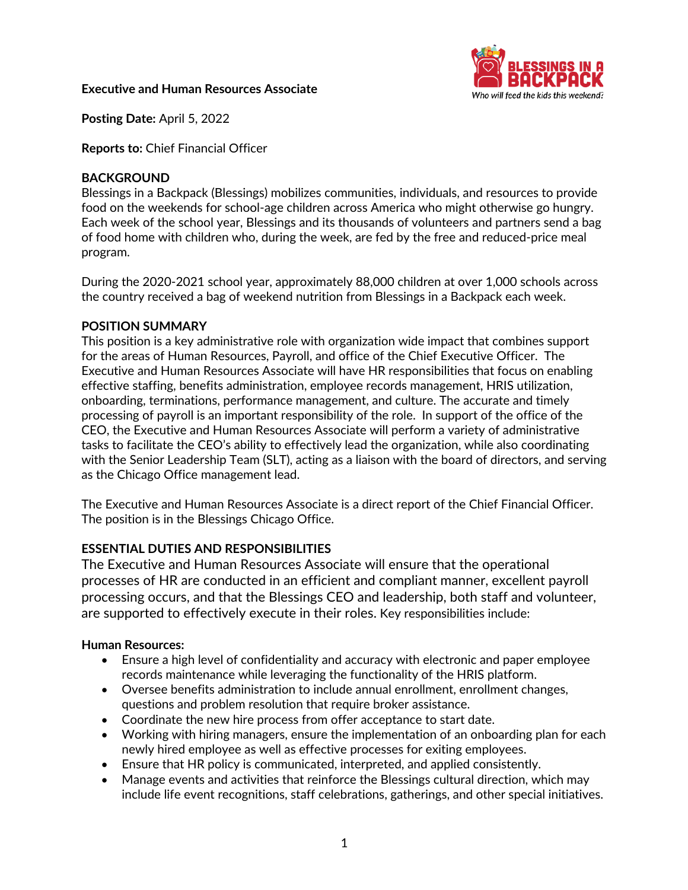**Executive and Human Resources Associate**

**Posting Date:** April 5, 2022

**Reports to:** Chief Financial Officer

**BACKGROUND**

Blessings in a Backpack (Blessings) mobilizes communities, individuals, and resources to provide food on the weekends for school-age children across America who might otherwise go hungry. Each week of the school year, Blessings and its thousands of volunteers and partners send a bag of food home with children who, during the week, are fed by the free and reduced-price meal program.

During the 2020-2021 school year, approximately 88,000 children at over 1,000 schools across the country received a bag of weekend nutrition from Blessings in a Backpack each week.

**POSITION SUMMARY**

This position is a key administrative role with organization wide impact that combines support for the areas of Human Resources, Payroll, and office of the Chief Executive Officer. The Executive and Human Resources Associate will have HR responsibilities that focus on enabling effective staffing, benefits administration, employee records management, HRIS utilization, onboarding, terminations, performance management, and culture. The accurate and timely processing of payroll is an important responsibility of the role. In support of the office of the CEO, the Executive and Human Resources Associate will perform a variety of administrative tasks to facilitate the CEO's ability to effectively lead the organization, while also coordinating with the Senior Leadership Team (SLT), acting as a liaison with the board of directors, and serving as the Chicago Office management lead.

The Executive and Human Resources Associate is a direct report of the Chief Financial Officer. The position is in the Blessings Chicago Office.

**ESSENTIAL DUTIES AND RESPONSIBILITIES**

The Executive and Human Resources Associate will ensure that the operational processes of HR are conducted in an efficient and compliant manner, excellent payroll processing occurs, and that the Blessings CEO and leadership, both staff and volunteer, are supported to effectively execute in their roles. Key responsibilities include:

**Human Resources:**

- Ensure a high level of confidentiality and accuracy with electronic and paper employee records maintenance while leveraging the functionality of the HRIS platform.
- Oversee benefits administration to include annual enrollment, enrollment changes, questions and problem resolution that require broker assistance.
- Coordinate the new hire process from offer acceptance to start date.
- Working with hiring managers, ensure the implementation of an onboarding plan for each newly hired employee as well as effective processes for exiting employees.
- Ensure that HR policy is communicated, interpreted, and applied consistently.
- Manage events and activities that reinforce the Blessings cultural direction, which may include life event recognitions, staff celebrations, gatherings, and other special initiatives.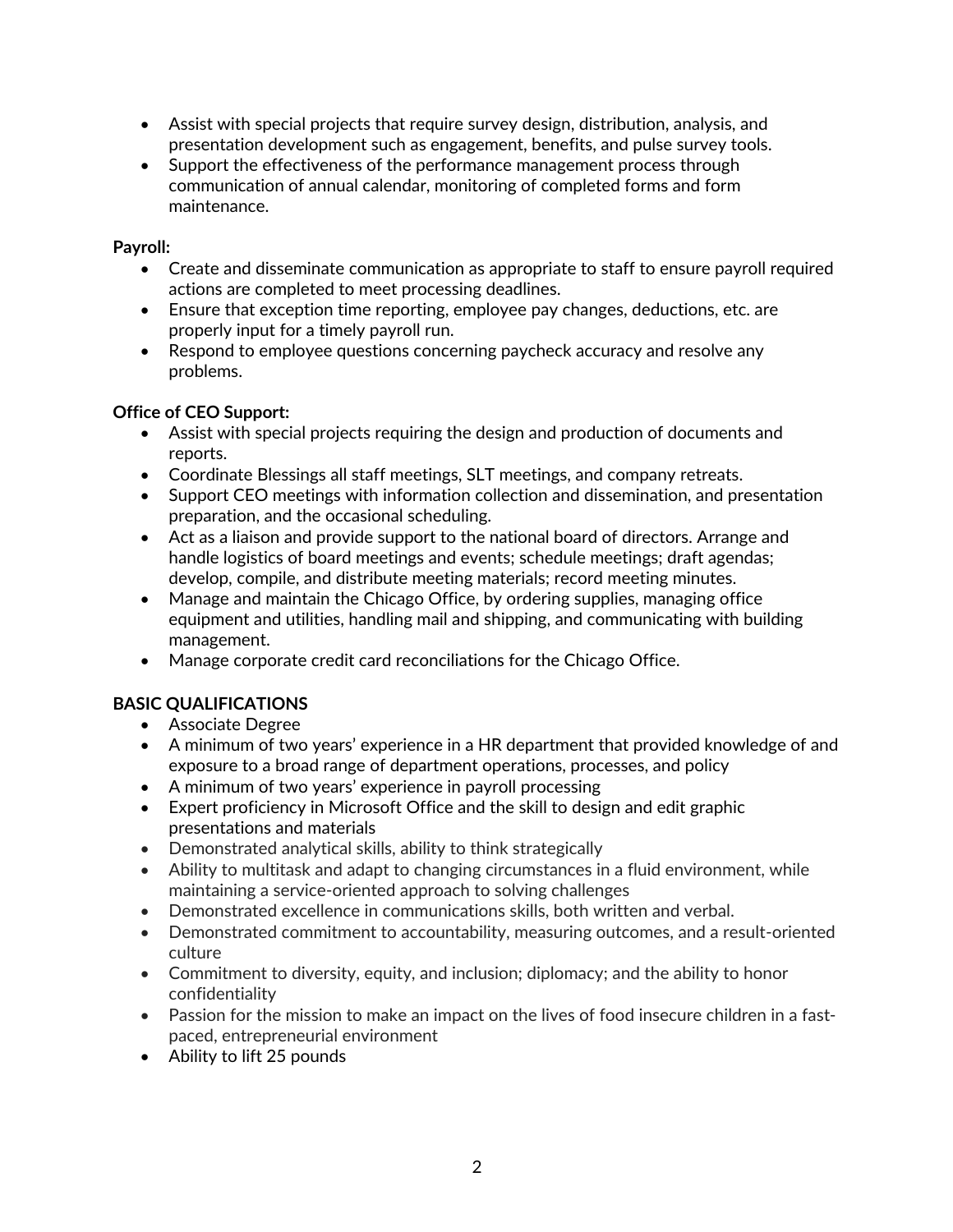- Assist with special projects that require survey design, distribution, analysis, and presentation development such as engagement, benefits, and pulse survey tools.
- Support the effectiveness of the performance management process through communication of annual calendar, monitoring of completed forms and form maintenance.

**Payroll:**

- Create and disseminate communication as appropriate to staff to ensure payroll required actions are completed to meet processing deadlines.
- Ensure that exception time reporting, employee pay changes, deductions, etc. are properly input for a timely payroll run.
- Respond to employee questions concerning paycheck accuracy and resolve any problems.

**Office of CEO Support:**

- Assist with special projects requiring the design and production of documents and reports.
- Coordinate Blessings all staff meetings, SLT meetings, and company retreats.
- Support CEO meetings with information collection and dissemination, and presentation preparation, and the occasional scheduling.
- Act as a liaison and provide support to the national board of directors. Arrange and handle logistics of board meetings and events; schedule meetings; draft agendas; develop, compile, and distribute meeting materials; record meeting minutes.
- Manage and maintain the Chicago Office, by ordering supplies, managing office equipment and utilities, handling mail and shipping, and communicating with building management.
- Manage corporate credit card reconciliations for the Chicago Office.

**BASIC QUALIFICATIONS**

- Associate Degree
- A minimum of two years' experience in a HR department that provided knowledge of and exposure to a broad range of department operations, processes, and policy
- A minimum of two years' experience in payroll processing
- Expert proficiency in Microsoft Office and the skill to design and edit graphic presentations and materials
- Demonstrated analytical skills, ability to think strategically
- Ability to multitask and adapt to changing circumstances in a fluid environment, while maintaining a service-oriented approach to solving challenges
- Demonstrated excellence in communications skills, both written and verbal.
- Demonstrated commitment to accountability, measuring outcomes, and a result-oriented culture
- Commitment to diversity, equity, and inclusion; diplomacy; and the ability to honor confidentiality
- Passion for the mission to make an impact on the lives of food insecure children in a fast-paced, entrepreneurial environment
- Ability to lift 25 pounds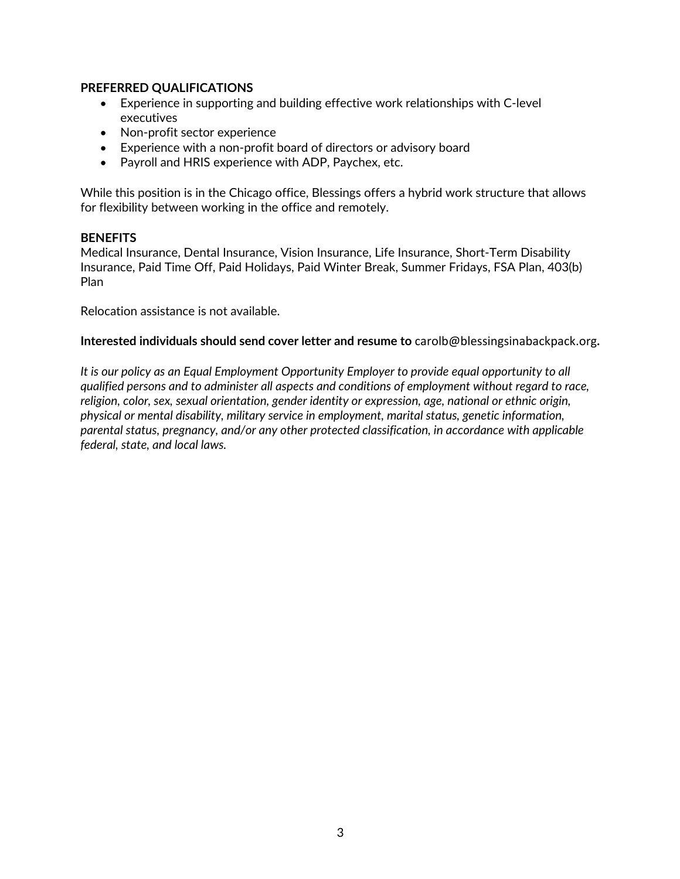**PREFERRED QUALIFICATIONS**

- Experience in supporting and building effective work relationships with C-level executives
- Non-profit sector experience
- Experience with a non-profit board of directors or advisory board
- Payroll and HRIS experience with ADP, Paychex, etc.

While this position is in the Chicago office, Blessings offers a hybrid work structure that allows for flexibility between working in the office and remotely.

**BENEFITS**

Medical Insurance, Dental Insurance, Vision Insurance, Life Insurance, Short-Term Disability Insurance, Paid Time Off, Paid Holidays, Paid Winter Break, Summer Fridays, FSA Plan, 403(b) Plan

Relocation assistance is not available.

**Interested individuals should send cover letter and resume to** carolb@blessingsinabackpack.org**.**

*It is our policy as an Equal Employment Opportunity Employer to provide equal opportunity to all qualified persons and to administer all aspects and conditions of employment without regard to race, religion, color, sex, sexual orientation, gender identity or expression, age, national or ethnic origin, physical or mental disability, military service in employment, marital status, genetic information, parental status, pregnancy, and/or any other protected classification, in accordance with applicable federal, state, and local laws.*